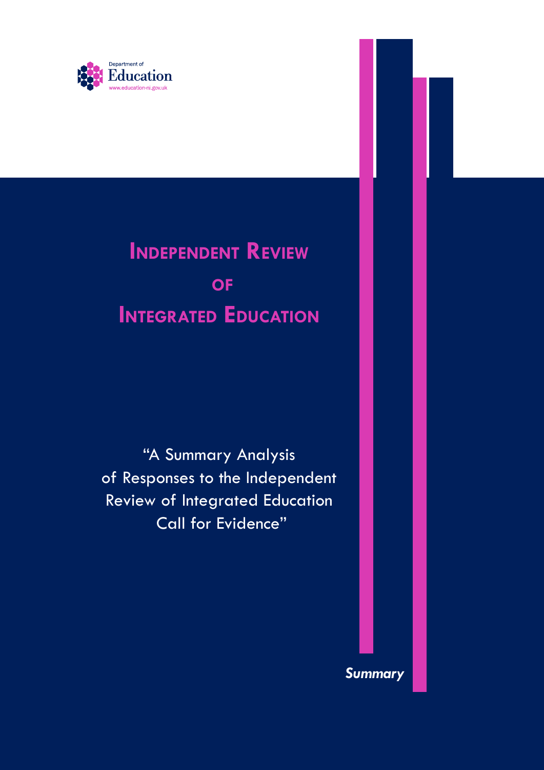Department of
Education
www.education-ni.gov.uk

# Independent Review of Integrated Education

"A Summary Analysis of Responses to the Independent Review of Integrated Education Call for Evidence"

***Summary***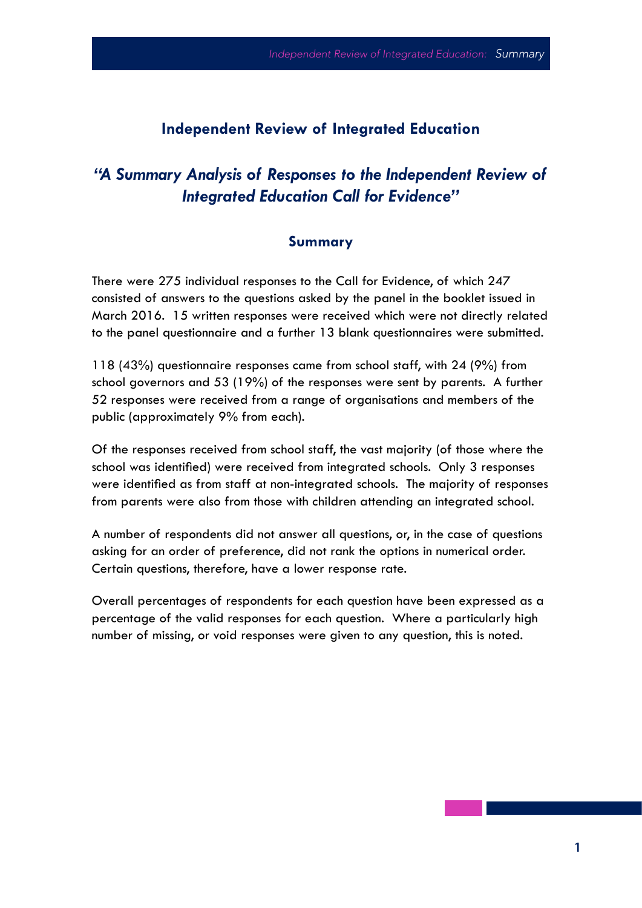# Independent Review of Integrated Education

## *"A Summary Analysis of Responses to the Independent Review of Integrated Education Call for Evidence"*

### Summary

There were 275 individual responses to the Call for Evidence, of which 247 consisted of answers to the questions asked by the panel in the booklet issued in March 2016. 15 written responses were received which were not directly related to the panel questionnaire and a further 13 blank questionnaires were submitted.

118 (43%) questionnaire responses came from school staff, with 24 (9%) from school governors and 53 (19%) of the responses were sent by parents. A further 52 responses were received from a range of organisations and members of the public (approximately 9% from each).

Of the responses received from school staff, the vast majority (of those where the school was identified) were received from integrated schools. Only 3 responses were identified as from staff at non-integrated schools. The majority of responses from parents were also from those with children attending an integrated school.

A number of respondents did not answer all questions, or, in the case of questions asking for an order of preference, did not rank the options in numerical order. Certain questions, therefore, have a lower response rate.

Overall percentages of respondents for each question have been expressed as a percentage of the valid responses for each question. Where a particularly high number of missing, or void responses were given to any question, this is noted.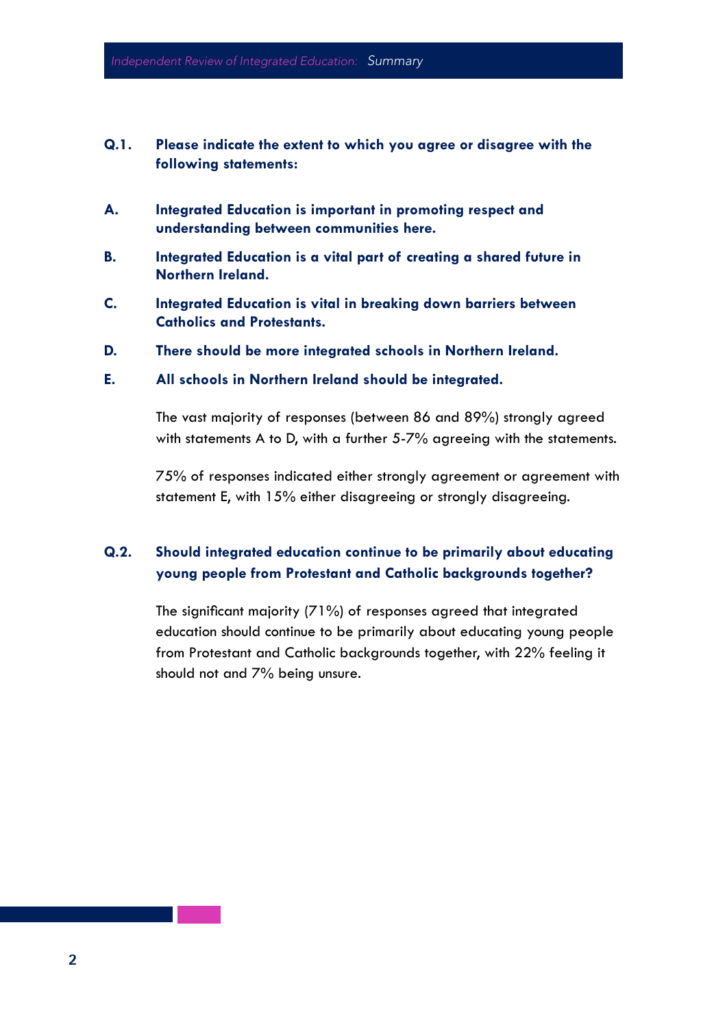**Q.1. Please indicate the extent to which you agree or disagree with the following statements:**

**A. Integrated Education is important in promoting respect and understanding between communities here.**

**B. Integrated Education is a vital part of creating a shared future in Northern Ireland.**

**C. Integrated Education is vital in breaking down barriers between Catholics and Protestants.**

**D. There should be more integrated schools in Northern Ireland.**

**E. All schools in Northern Ireland should be integrated.**

The vast majority of responses (between 86 and 89%) strongly agreed with statements A to D, with a further 5-7% agreeing with the statements.

75% of responses indicated either strongly agreement or agreement with statement E, with 15% either disagreeing or strongly disagreeing.

**Q.2. Should integrated education continue to be primarily about educating young people from Protestant and Catholic backgrounds together?**

The significant majority (71%) of responses agreed that integrated education should continue to be primarily about educating young people from Protestant and Catholic backgrounds together, with 22% feeling it should not and 7% being unsure.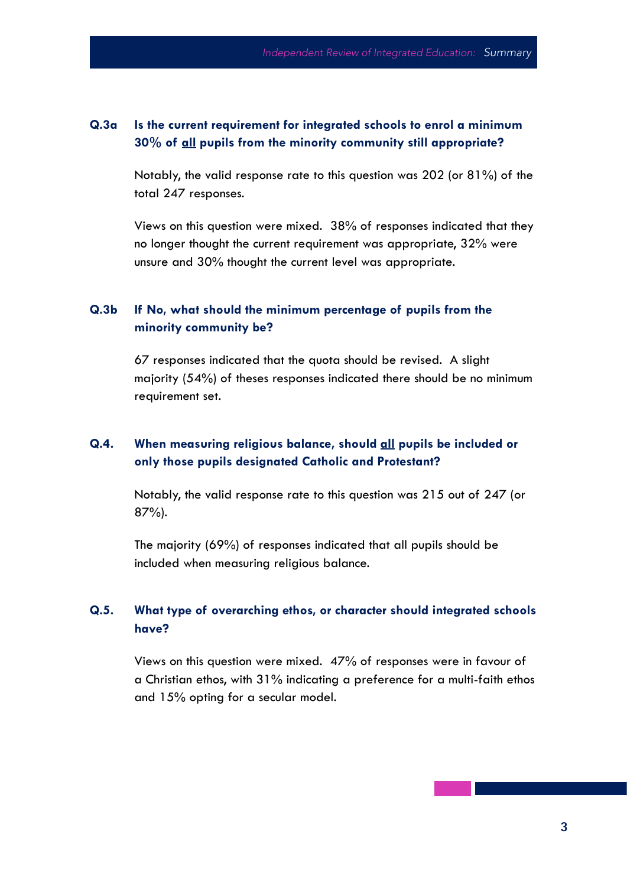### Q.3a Is the current requirement for integrated schools to enrol a minimum 30% of <u>all</u> pupils from the minority community still appropriate?

Notably, the valid response rate to this question was 202 (or 81%) of the total 247 responses.

Views on this question were mixed. 38% of responses indicated that they no longer thought the current requirement was appropriate, 32% were unsure and 30% thought the current level was appropriate.

### Q.3b If No, what should the minimum percentage of pupils from the minority community be?

67 responses indicated that the quota should be revised. A slight majority (54%) of theses responses indicated there should be no minimum requirement set.

### Q.4. When measuring religious balance, should <u>all</u> pupils be included or only those pupils designated Catholic and Protestant?

Notably, the valid response rate to this question was 215 out of 247 (or 87%).

The majority (69%) of responses indicated that all pupils should be included when measuring religious balance.

### Q.5. What type of overarching ethos, or character should integrated schools have?

Views on this question were mixed. 47% of responses were in favour of a Christian ethos, with 31% indicating a preference for a multi-faith ethos and 15% opting for a secular model.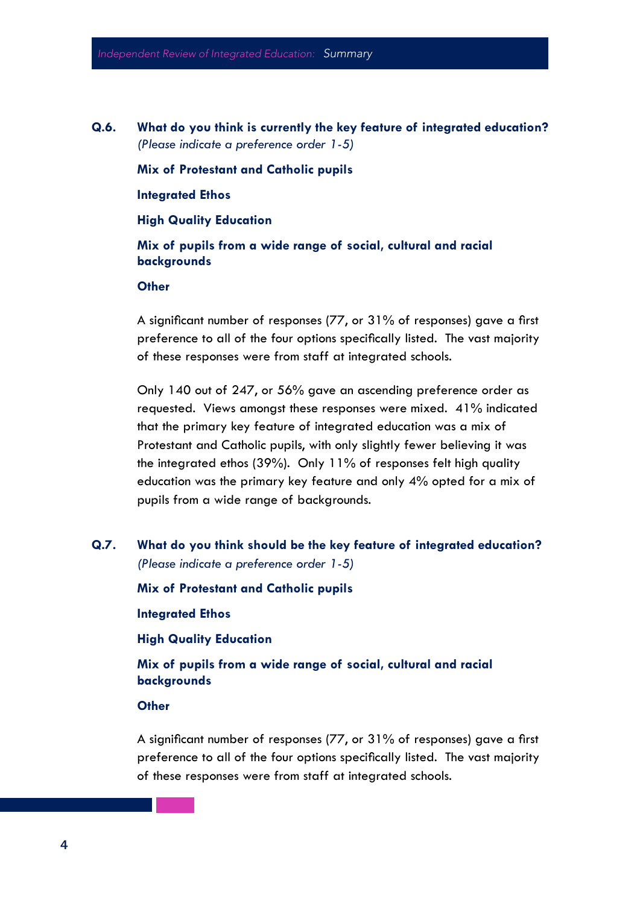**Q.6. What do you think is currently the key feature of integrated education?**
*(Please indicate a preference order 1-5)*

**Mix of Protestant and Catholic pupils**

**Integrated Ethos**

**High Quality Education**

**Mix of pupils from a wide range of social, cultural and racial backgrounds**

**Other**

A significant number of responses (77, or 31% of responses) gave a first preference to all of the four options specifically listed. The vast majority of these responses were from staff at integrated schools.

Only 140 out of 247, or 56% gave an ascending preference order as requested. Views amongst these responses were mixed. 41% indicated that the primary key feature of integrated education was a mix of Protestant and Catholic pupils, with only slightly fewer believing it was the integrated ethos (39%). Only 11% of responses felt high quality education was the primary key feature and only 4% opted for a mix of pupils from a wide range of backgrounds.

**Q.7. What do you think should be the key feature of integrated education?**
*(Please indicate a preference order 1-5)*

**Mix of Protestant and Catholic pupils**

**Integrated Ethos**

**High Quality Education**

**Mix of pupils from a wide range of social, cultural and racial backgrounds**

**Other**

A significant number of responses (77, or 31% of responses) gave a first preference to all of the four options specifically listed. The vast majority of these responses were from staff at integrated schools.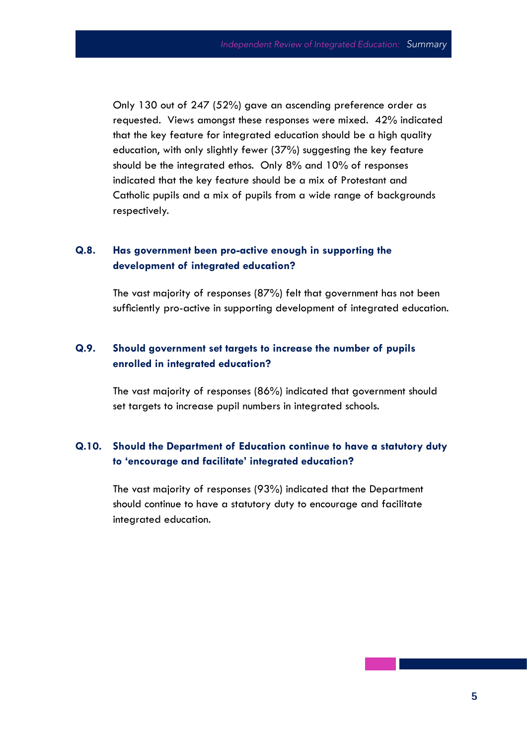Only 130 out of 247 (52%) gave an ascending preference order as requested. Views amongst these responses were mixed. 42% indicated that the key feature for integrated education should be a high quality education, with only slightly fewer (37%) suggesting the key feature should be the integrated ethos. Only 8% and 10% of responses indicated that the key feature should be a mix of Protestant and Catholic pupils and a mix of pupils from a wide range of backgrounds respectively.

### Q.8. Has government been pro-active enough in supporting the development of integrated education?

The vast majority of responses (87%) felt that government has not been sufficiently pro-active in supporting development of integrated education.

### Q.9. Should government set targets to increase the number of pupils enrolled in integrated education?

The vast majority of responses (86%) indicated that government should set targets to increase pupil numbers in integrated schools.

### Q.10. Should the Department of Education continue to have a statutory duty to 'encourage and facilitate' integrated education?

The vast majority of responses (93%) indicated that the Department should continue to have a statutory duty to encourage and facilitate integrated education.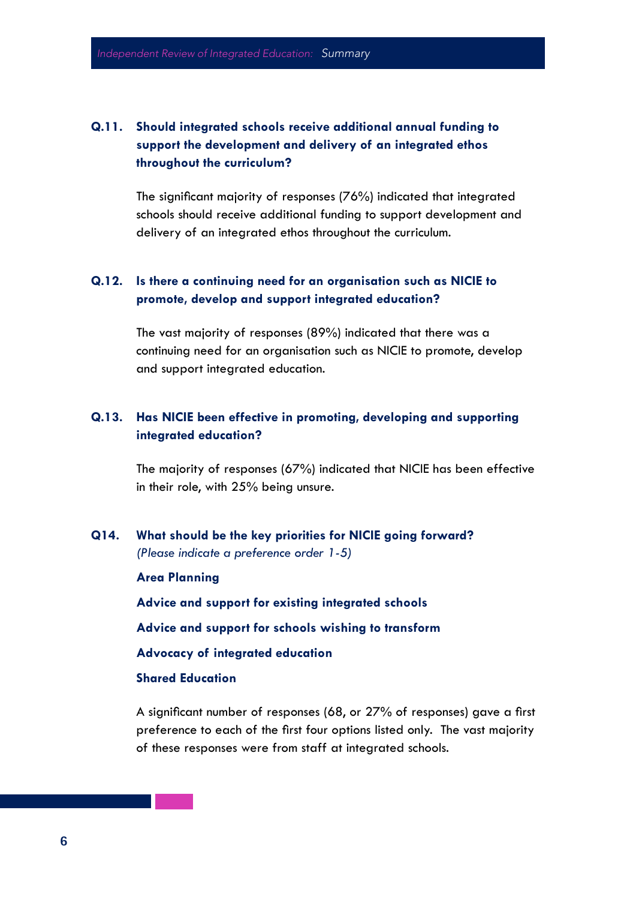**Q.11. Should integrated schools receive additional annual funding to support the development and delivery of an integrated ethos throughout the curriculum?**

The significant majority of responses (76%) indicated that integrated schools should receive additional funding to support development and delivery of an integrated ethos throughout the curriculum.

**Q.12. Is there a continuing need for an organisation such as NICIE to promote, develop and support integrated education?**

The vast majority of responses (89%) indicated that there was a continuing need for an organisation such as NICIE to promote, develop and support integrated education.

**Q.13. Has NICIE been effective in promoting, developing and supporting integrated education?**

The majority of responses (67%) indicated that NICIE has been effective in their role, with 25% being unsure.

**Q14. What should be the key priorities for NICIE going forward?**
*(Please indicate a preference order 1-5)*

**Area Planning**

**Advice and support for existing integrated schools**

**Advice and support for schools wishing to transform**

**Advocacy of integrated education**

**Shared Education**

A significant number of responses (68, or 27% of responses) gave a first preference to each of the first four options listed only. The vast majority of these responses were from staff at integrated schools.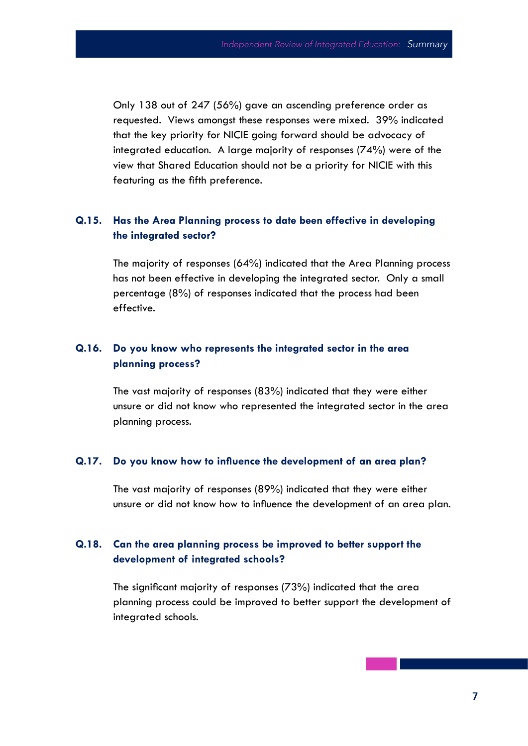Only 138 out of 247 (56%) gave an ascending preference order as requested. Views amongst these responses were mixed. 39% indicated that the key priority for NICIE going forward should be advocacy of integrated education. A large majority of responses (74%) were of the view that Shared Education should not be a priority for NICIE with this featuring as the fifth preference.

### Q.15. Has the Area Planning process to date been effective in developing the integrated sector?

The majority of responses (64%) indicated that the Area Planning process has not been effective in developing the integrated sector. Only a small percentage (8%) of responses indicated that the process had been effective.

### Q.16. Do you know who represents the integrated sector in the area planning process?

The vast majority of responses (83%) indicated that they were either unsure or did not know who represented the integrated sector in the area planning process.

### Q.17. Do you know how to influence the development of an area plan?

The vast majority of responses (89%) indicated that they were either unsure or did not know how to influence the development of an area plan.

### Q.18. Can the area planning process be improved to better support the development of integrated schools?

The significant majority of responses (73%) indicated that the area planning process could be improved to better support the development of integrated schools.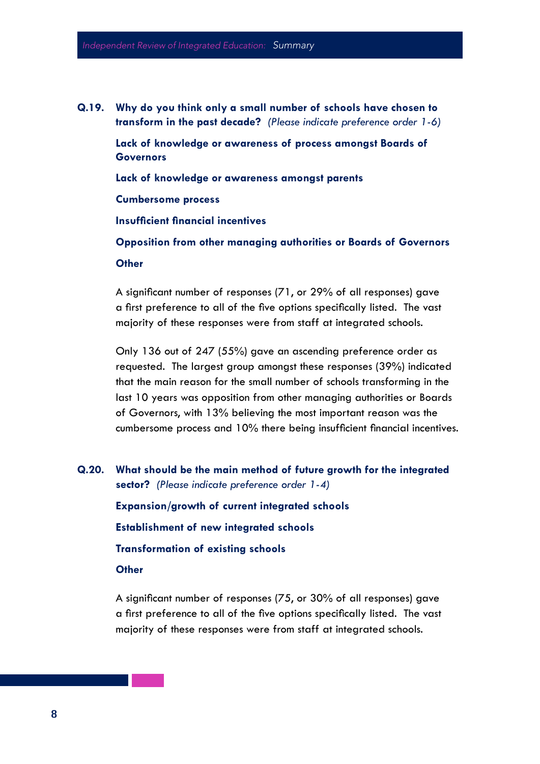**Q.19. Why do you think only a small number of schools have chosen to transform in the past decade?** *(Please indicate preference order 1-6)*

**Lack of knowledge or awareness of process amongst Boards of Governors**

**Lack of knowledge or awareness amongst parents**

**Cumbersome process**

**Insufficient financial incentives**

**Opposition from other managing authorities or Boards of Governors**

**Other**

A significant number of responses (71, or 29% of all responses) gave a first preference to all of the five options specifically listed. The vast majority of these responses were from staff at integrated schools.

Only 136 out of 247 (55%) gave an ascending preference order as requested. The largest group amongst these responses (39%) indicated that the main reason for the small number of schools transforming in the last 10 years was opposition from other managing authorities or Boards of Governors, with 13% believing the most important reason was the cumbersome process and 10% there being insufficient financial incentives.

**Q.20. What should be the main method of future growth for the integrated sector?** *(Please indicate preference order 1-4)*

**Expansion/growth of current integrated schools**

**Establishment of new integrated schools**

**Transformation of existing schools**

**Other**

A significant number of responses (75, or 30% of all responses) gave a first preference to all of the five options specifically listed. The vast majority of these responses were from staff at integrated schools.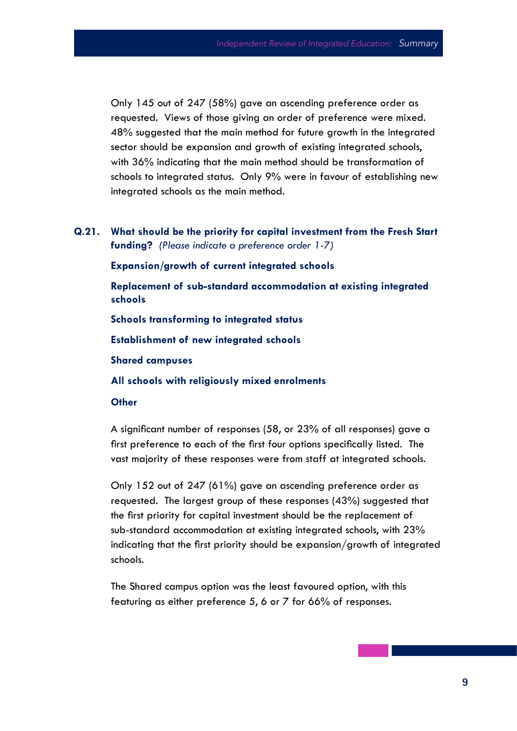Only 145 out of 247 (58%) gave an ascending preference order as requested. Views of those giving an order of preference were mixed. 48% suggested that the main method for future growth in the integrated sector should be expansion and growth of existing integrated schools, with 36% indicating that the main method should be transformation of schools to integrated status. Only 9% were in favour of establishing new integrated schools as the main method.

**Q.21. What should be the priority for capital investment from the Fresh Start funding?** *(Please indicate a preference order 1-7)*

**Expansion/growth of current integrated schools**

**Replacement of sub-standard accommodation at existing integrated schools**

**Schools transforming to integrated status**

**Establishment of new integrated schools**

**Shared campuses**

**All schools with religiously mixed enrolments**

**Other**

A significant number of responses (58, or 23% of all responses) gave a first preference to each of the first four options specifically listed. The vast majority of these responses were from staff at integrated schools.

Only 152 out of 247 (61%) gave an ascending preference order as requested. The largest group of these responses (43%) suggested that the first priority for capital investment should be the replacement of sub-standard accommodation at existing integrated schools, with 23% indicating that the first priority should be expansion/growth of integrated schools.

The Shared campus option was the least favoured option, with this featuring as either preference 5, 6 or 7 for 66% of responses.